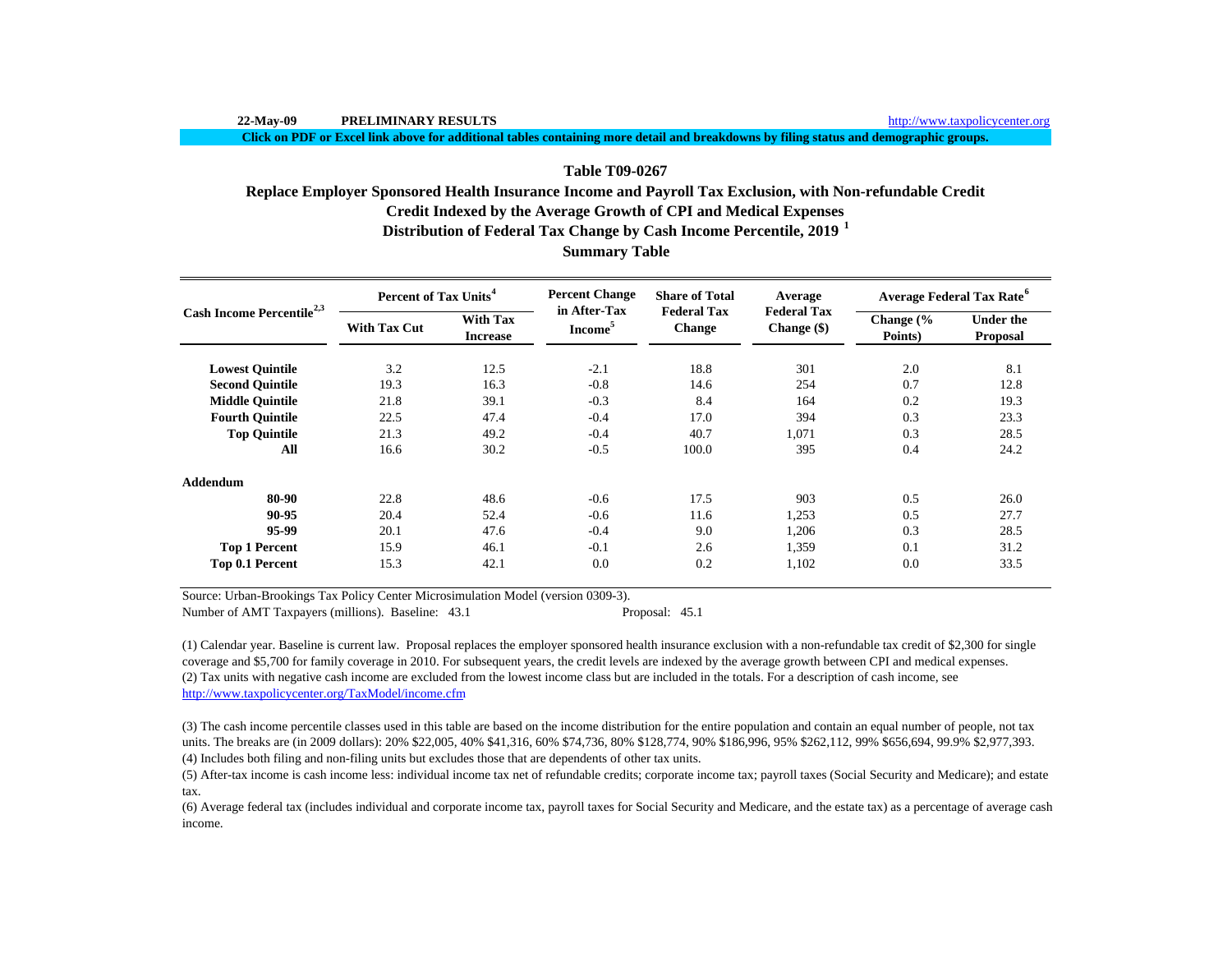22-May-09 **PRELIMINARY RESULTS** http://www.taxpolicycenter.org

**Click on PDF or Excel link above for additional tables containing more detail and breakdowns by filing status and demographic groups.**

## Table T09-0267

## Replace Employer Sponsored Health Insurance Income and Payroll Tax Exclusion, with Non-refundable Credit

## Credit Indexed by the Average Growth of CPI and Medical Expenses

## Distribution of Federal Tax Change by Cash Income Percentile, 2019 [1]

## Summary Table

| Cash Income Percentile[2,3] | Percent of Tax Units[4] | | Percent Change in After-Tax Income[5] | Share of Total Federal Tax Change | Average Federal Tax Change ($) | Average Federal Tax Rate[6] | |
|---|---|---|---|---|---|---|---|
| | With Tax Cut | With Tax Increase | | | | Change (% Points) | Under the Proposal |
| **Lowest Quintile** | 3.2 | 12.5 | -2.1 | 18.8 | 301 | 2.0 | 8.1 |
| **Second Quintile** | 19.3 | 16.3 | -0.8 | 14.6 | 254 | 0.7 | 12.8 |
| **Middle Quintile** | 21.8 | 39.1 | -0.3 | 8.4 | 164 | 0.2 | 19.3 |
| **Fourth Quintile** | 22.5 | 47.4 | -0.4 | 17.0 | 394 | 0.3 | 23.3 |
| **Top Quintile** | 21.3 | 49.2 | -0.4 | 40.7 | 1,071 | 0.3 | 28.5 |
| **All** | 16.6 | 30.2 | -0.5 | 100.0 | 395 | 0.4 | 24.2 |
| **Addendum** | | | | | | | |
| **80-90** | 22.8 | 48.6 | -0.6 | 17.5 | 903 | 0.5 | 26.0 |
| **90-95** | 20.4 | 52.4 | -0.6 | 11.6 | 1,253 | 0.5 | 27.7 |
| **95-99** | 20.1 | 47.6 | -0.4 | 9.0 | 1,206 | 0.3 | 28.5 |
| **Top 1 Percent** | 15.9 | 46.1 | -0.1 | 2.6 | 1,359 | 0.1 | 31.2 |
| **Top 0.1 Percent** | 15.3 | 42.1 | 0.0 | 0.2 | 1,102 | 0.0 | 33.5 |

Source: Urban-Brookings Tax Policy Center Microsimulation Model (version 0309-3).

Number of AMT Taxpayers (millions). Baseline: 43.1 Proposal: 45.1

(1) Calendar year. Baseline is current law. Proposal replaces the employer sponsored health insurance exclusion with a non-refundable tax credit of $2,300 for single coverage and $5,700 for family coverage in 2010. For subsequent years, the credit levels are indexed by the average growth between CPI and medical expenses.

(2) Tax units with negative cash income are excluded from the lowest income class but are included in the totals. For a description of cash income, see http://www.taxpolicycenter.org/TaxModel/income.cfm

(3) The cash income percentile classes used in this table are based on the income distribution for the entire population and contain an equal number of people, not tax units. The breaks are (in 2009 dollars): 20% $22,005, 40% $41,316, 60% $74,736, 80% $128,774, 90% $186,996, 95% $262,112, 99% $656,694, 99.9% $2,977,393.

(4) Includes both filing and non-filing units but excludes those that are dependents of other tax units.

(5) After-tax income is cash income less: individual income tax net of refundable credits; corporate income tax; payroll taxes (Social Security and Medicare); and estate tax.

(6) Average federal tax (includes individual and corporate income tax, payroll taxes for Social Security and Medicare, and the estate tax) as a percentage of average cash income.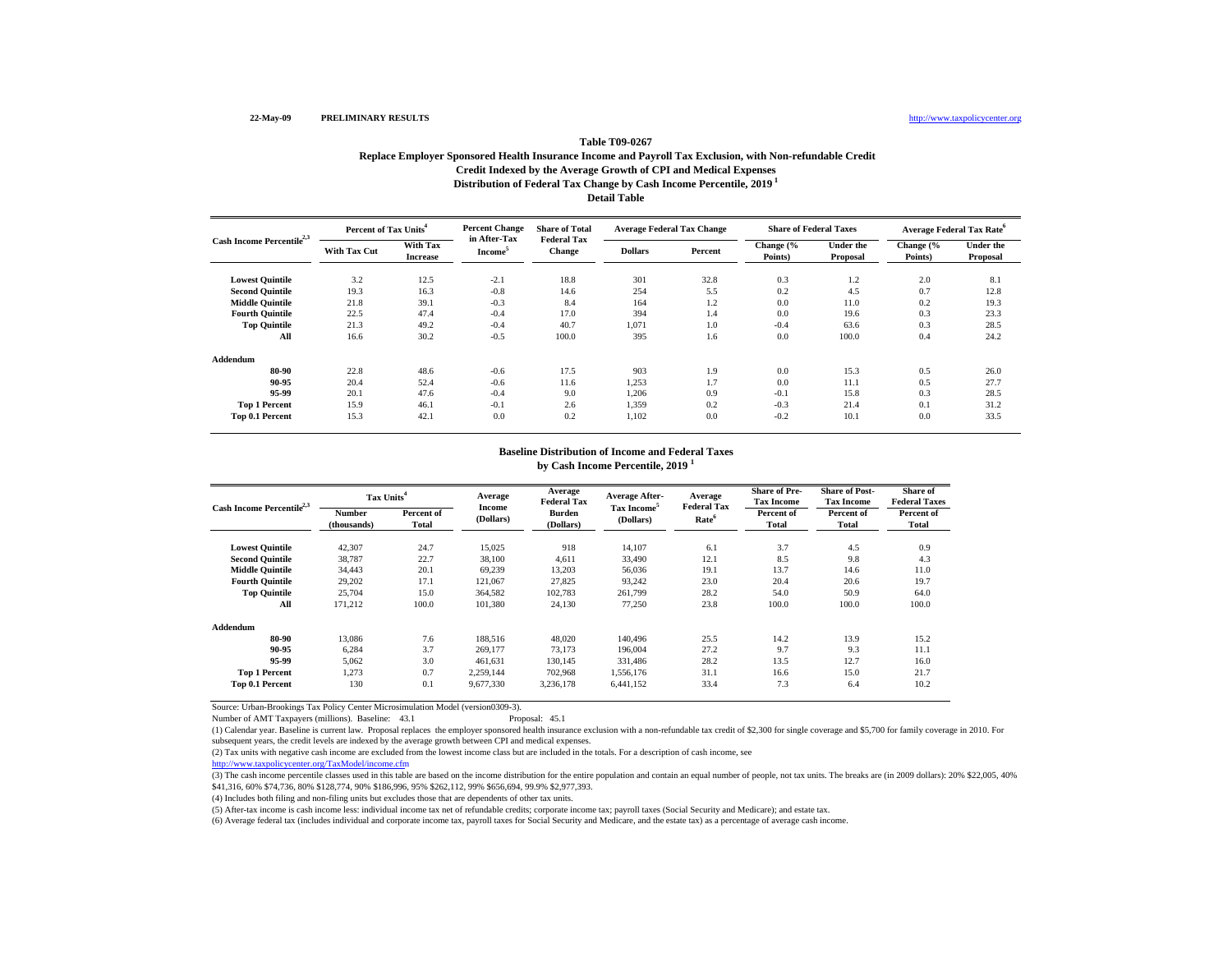22-May-09 PRELIMINARY RESULTS http://www.taxpolicycenter.org

**Table T09-0267**

**Replace Employer Sponsored Health Insurance Income and Payroll Tax Exclusion, with Non-refundable Credit**

**Credit Indexed by the Average Growth of CPI and Medical Expenses**

**Distribution of Federal Tax Change by Cash Income Percentile, 2019 [1]**

**Detail Table**

| Cash Income Percentile[2,3] | Percent of Tax Units[4] | | Percent Change in After-Tax Income[5] | Share of Total Federal Tax Change | Average Federal Tax Change | | Share of Federal Taxes | | Average Federal Tax Rate[6] | |
|---|---|---|---|---|---|---|---|---|---|---|
| | With Tax Cut | With Tax Increase | | | Dollars | Percent | Change (% Points) | Under the Proposal | Change (% Points) | Under the Proposal |
| Lowest Quintile | 3.2 | 12.5 | -2.1 | 18.8 | 301 | 32.8 | 0.3 | 1.2 | 2.0 | 8.1 |
| Second Quintile | 19.3 | 16.3 | -0.8 | 14.6 | 254 | 5.5 | 0.2 | 4.5 | 0.7 | 12.8 |
| Middle Quintile | 21.8 | 39.1 | -0.3 | 8.4 | 164 | 1.2 | 0.0 | 11.0 | 0.2 | 19.3 |
| Fourth Quintile | 22.5 | 47.4 | -0.4 | 17.0 | 394 | 1.4 | 0.0 | 19.6 | 0.3 | 23.3 |
| Top Quintile | 21.3 | 49.2 | -0.4 | 40.7 | 1,071 | 1.0 | -0.4 | 63.6 | 0.3 | 28.5 |
| All | 16.6 | 30.2 | -0.5 | 100.0 | 395 | 1.6 | 0.0 | 100.0 | 0.4 | 24.2 |
| **Addendum** | | | | | | | | | | |
| 80-90 | 22.8 | 48.6 | -0.6 | 17.5 | 903 | 1.9 | 0.0 | 15.3 | 0.5 | 26.0 |
| 90-95 | 20.4 | 52.4 | -0.6 | 11.6 | 1,253 | 1.7 | 0.0 | 11.1 | 0.5 | 27.7 |
| 95-99 | 20.1 | 47.6 | -0.4 | 9.0 | 1,206 | 0.9 | -0.1 | 15.8 | 0.3 | 28.5 |
| Top 1 Percent | 15.9 | 46.1 | -0.1 | 2.6 | 1,359 | 0.2 | -0.3 | 21.4 | 0.1 | 31.2 |
| Top 0.1 Percent | 15.3 | 42.1 | 0.0 | 0.2 | 1,102 | 0.0 | -0.2 | 10.1 | 0.0 | 33.5 |

**Baseline Distribution of Income and Federal Taxes by Cash Income Percentile, 2019 [1]**

| Cash Income Percentile[2,3] | Tax Units[4] | | Average Income (Dollars) | Average Federal Tax Burden (Dollars) | Average After-Tax Income[5] (Dollars) | Average Federal Tax Rate[6] | Share of Pre-Tax Income | Share of Post-Tax Income | Share of Federal Taxes |
|---|---|---|---|---|---|---|---|---|---|
| | Number (thousands) | Percent of Total | | | | | Percent of Total | Percent of Total | Percent of Total |
| Lowest Quintile | 42,307 | 24.7 | 15,025 | 918 | 14,107 | 6.1 | 3.7 | 4.5 | 0.9 |
| Second Quintile | 38,787 | 22.7 | 38,100 | 4,611 | 33,490 | 12.1 | 8.5 | 9.8 | 4.3 |
| Middle Quintile | 34,443 | 20.1 | 69,239 | 13,203 | 56,036 | 19.1 | 13.7 | 14.6 | 11.0 |
| Fourth Quintile | 29,202 | 17.1 | 121,067 | 27,825 | 93,242 | 23.0 | 20.4 | 20.6 | 19.7 |
| Top Quintile | 25,704 | 15.0 | 364,582 | 102,783 | 261,799 | 28.2 | 54.0 | 50.9 | 64.0 |
| All | 171,212 | 100.0 | 101,380 | 24,130 | 77,250 | 23.8 | 100.0 | 100.0 | 100.0 |
| **Addendum** | | | | | | | | | |
| 80-90 | 13,086 | 7.6 | 188,516 | 48,020 | 140,496 | 25.5 | 14.2 | 13.9 | 15.2 |
| 90-95 | 6,284 | 3.7 | 269,177 | 73,173 | 196,004 | 27.2 | 9.7 | 9.3 | 11.1 |
| 95-99 | 5,062 | 3.0 | 461,631 | 130,145 | 331,486 | 28.2 | 13.5 | 12.7 | 16.0 |
| Top 1 Percent | 1,273 | 0.7 | 2,259,144 | 702,968 | 1,556,176 | 31.1 | 16.6 | 15.0 | 21.7 |
| Top 0.1 Percent | 130 | 0.1 | 9,677,330 | 3,236,178 | 6,441,152 | 33.4 | 7.3 | 6.4 | 10.2 |

Source: Urban-Brookings Tax Policy Center Microsimulation Model (version0309-3).

Number of AMT Taxpayers (millions). Baseline: 43.1 Proposal: 45.1

(1) Calendar year. Baseline is current law. Proposal replaces the employer sponsored health insurance exclusion with a non-refundable tax credit of $2,300 for single coverage and $5,700 for family coverage in 2010. For subsequent years, the credit levels are indexed by the average growth between CPI and medical expenses.

(2) Tax units with negative cash income are excluded from the lowest income class but are included in the totals. For a description of cash income, see http://www.taxpolicycenter.org/TaxModel/income.cfm

(3) The cash income percentile classes used in this table are based on the income distribution for the entire population and contain an equal number of people, not tax units. The breaks are (in 2009 dollars): 20% $22,005, 40% $41,316, 60% $74,736, 80% $128,774, 90% $186,996, 95% $262,112, 99% $656,694, 99.9% $2,977,393.

(4) Includes both filing and non-filing units but excludes those that are dependents of other tax units.

(5) After-tax income is cash income less: individual income tax net of refundable credits; corporate income tax; payroll taxes (Social Security and Medicare); and estate tax.

(6) Average federal tax (includes individual and corporate income tax, payroll taxes for Social Security and Medicare, and the estate tax) as a percentage of average cash income.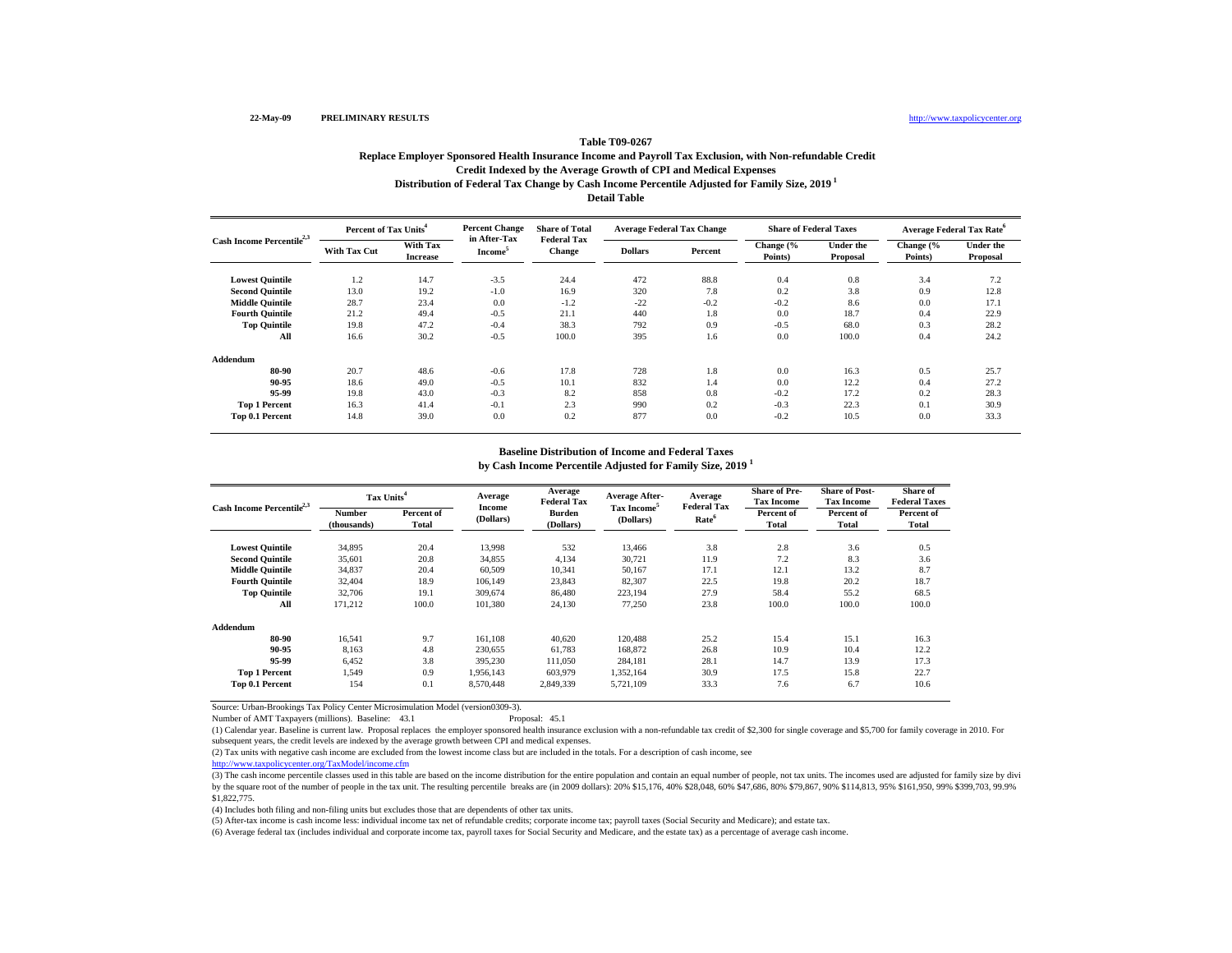22-May-09 PRELIMINARY RESULTS http://www.taxpolicycenter.org

**Table T09-0267**

**Replace Employer Sponsored Health Insurance Income and Payroll Tax Exclusion, with Non-refundable Credit**

**Credit Indexed by the Average Growth of CPI and Medical Expenses**

**Distribution of Federal Tax Change by Cash Income Percentile Adjusted for Family Size, 2019 [1]**

**Detail Table**

| Cash Income Percentile[2,3] | Percent of Tax Units[4] | | Percent Change in After-Tax Income[5] | Share of Total Federal Tax Change | Average Federal Tax Change | | Share of Federal Taxes | | Average Federal Tax Rate[6] | |
|---|---|---|---|---|---|---|---|---|---|---|
| | With Tax Cut | With Tax Increase | | | Dollars | Percent | Change (% Points) | Under the Proposal | Change (% Points) | Under the Proposal |
| **Lowest Quintile** | 1.2 | 14.7 | -3.5 | 24.4 | 472 | 88.8 | 0.4 | 0.8 | 3.4 | 7.2 |
| **Second Quintile** | 13.0 | 19.2 | -1.0 | 16.9 | 320 | 7.8 | 0.2 | 3.8 | 0.9 | 12.8 |
| **Middle Quintile** | 28.7 | 23.4 | 0.0 | -1.2 | -22 | -0.2 | -0.2 | 8.6 | 0.0 | 17.1 |
| **Fourth Quintile** | 21.2 | 49.4 | -0.5 | 21.1 | 440 | 1.8 | 0.0 | 18.7 | 0.4 | 22.9 |
| **Top Quintile** | 19.8 | 47.2 | -0.4 | 38.3 | 792 | 0.9 | -0.5 | 68.0 | 0.3 | 28.2 |
| **All** | 16.6 | 30.2 | -0.5 | 100.0 | 395 | 1.6 | 0.0 | 100.0 | 0.4 | 24.2 |
| **Addendum** | | | | | | | | | | |
| **80-90** | 20.7 | 48.6 | -0.6 | 17.8 | 728 | 1.8 | 0.0 | 16.3 | 0.5 | 25.7 |
| **90-95** | 18.6 | 49.0 | -0.5 | 10.1 | 832 | 1.4 | 0.0 | 12.2 | 0.4 | 27.2 |
| **95-99** | 19.8 | 43.0 | -0.3 | 8.2 | 858 | 0.8 | -0.2 | 17.2 | 0.2 | 28.3 |
| **Top 1 Percent** | 16.3 | 41.4 | -0.1 | 2.3 | 990 | 0.2 | -0.3 | 22.3 | 0.1 | 30.9 |
| **Top 0.1 Percent** | 14.8 | 39.0 | 0.0 | 0.2 | 877 | 0.0 | -0.2 | 10.5 | 0.0 | 33.3 |

**Baseline Distribution of Income and Federal Taxes**

**by Cash Income Percentile Adjusted for Family Size, 2019 [1]**

| Cash Income Percentile[2,3] | Tax Units[4] | | Average Income (Dollars) | Average Federal Tax Burden (Dollars) | Average After-Tax Income[5] (Dollars) | Average Federal Tax Rate[6] | Share of Pre-Tax Income | Share of Post-Tax Income | Share of Federal Taxes |
|---|---|---|---|---|---|---|---|---|---|
| | Number (thousands) | Percent of Total | | | | | Percent of Total | Percent of Total | Percent of Total |
| **Lowest Quintile** | 34,895 | 20.4 | 13,998 | 532 | 13,466 | 3.8 | 2.8 | 3.6 | 0.5 |
| **Second Quintile** | 35,601 | 20.8 | 34,855 | 4,134 | 30,721 | 11.9 | 7.2 | 8.3 | 3.6 |
| **Middle Quintile** | 34,837 | 20.4 | 60,509 | 10,341 | 50,167 | 17.1 | 12.1 | 13.2 | 8.7 |
| **Fourth Quintile** | 32,404 | 18.9 | 106,149 | 23,843 | 82,307 | 22.5 | 19.8 | 20.2 | 18.7 |
| **Top Quintile** | 32,706 | 19.1 | 309,674 | 86,480 | 223,194 | 27.9 | 58.4 | 55.2 | 68.5 |
| **All** | 171,212 | 100.0 | 101,380 | 24,130 | 77,250 | 23.8 | 100.0 | 100.0 | 100.0 |
| **Addendum** | | | | | | | | | |
| **80-90** | 16,541 | 9.7 | 161,108 | 40,620 | 120,488 | 25.2 | 15.4 | 15.1 | 16.3 |
| **90-95** | 8,163 | 4.8 | 230,655 | 61,783 | 168,872 | 26.8 | 10.9 | 10.4 | 12.2 |
| **95-99** | 6,452 | 3.8 | 395,230 | 111,050 | 284,181 | 28.1 | 14.7 | 13.9 | 17.3 |
| **Top 1 Percent** | 1,549 | 0.9 | 1,956,143 | 603,979 | 1,352,164 | 30.9 | 17.5 | 15.8 | 22.7 |
| **Top 0.1 Percent** | 154 | 0.1 | 8,570,448 | 2,849,339 | 5,721,109 | 33.3 | 7.6 | 6.7 | 10.6 |

Source: Urban-Brookings Tax Policy Center Microsimulation Model (version0309-3).

Number of AMT Taxpayers (millions). Baseline: 43.1 Proposal: 45.1

(1) Calendar year. Baseline is current law. Proposal replaces the employer sponsored health insurance exclusion with a non-refundable tax credit of $2,300 for single coverage and $5,700 for family coverage in 2010. For subsequent years, the credit levels are indexed by the average growth between CPI and medical expenses.

(2) Tax units with negative cash income are excluded from the lowest income class but are included in the totals. For a description of cash income, see http://www.taxpolicycenter.org/TaxModel/income.cfm

(3) The cash income percentile classes used in this table are based on the income distribution for the entire population and contain an equal number of people, not tax units. The incomes used are adjusted for family size by divi by the square root of the number of people in the tax unit. The resulting percentile breaks are (in 2009 dollars): 20% $15,176, 40% $28,048, 60% $47,686, 80% $79,867, 90% $114,813, 95% $161,950, 99% $399,703, 99.9% $1,822,775.

(4) Includes both filing and non-filing units but excludes those that are dependents of other tax units.

(5) After-tax income is cash income less: individual income tax net of refundable credits; corporate income tax; payroll taxes (Social Security and Medicare); and estate tax.

(6) Average federal tax (includes individual and corporate income tax, payroll taxes for Social Security and Medicare, and the estate tax) as a percentage of average cash income.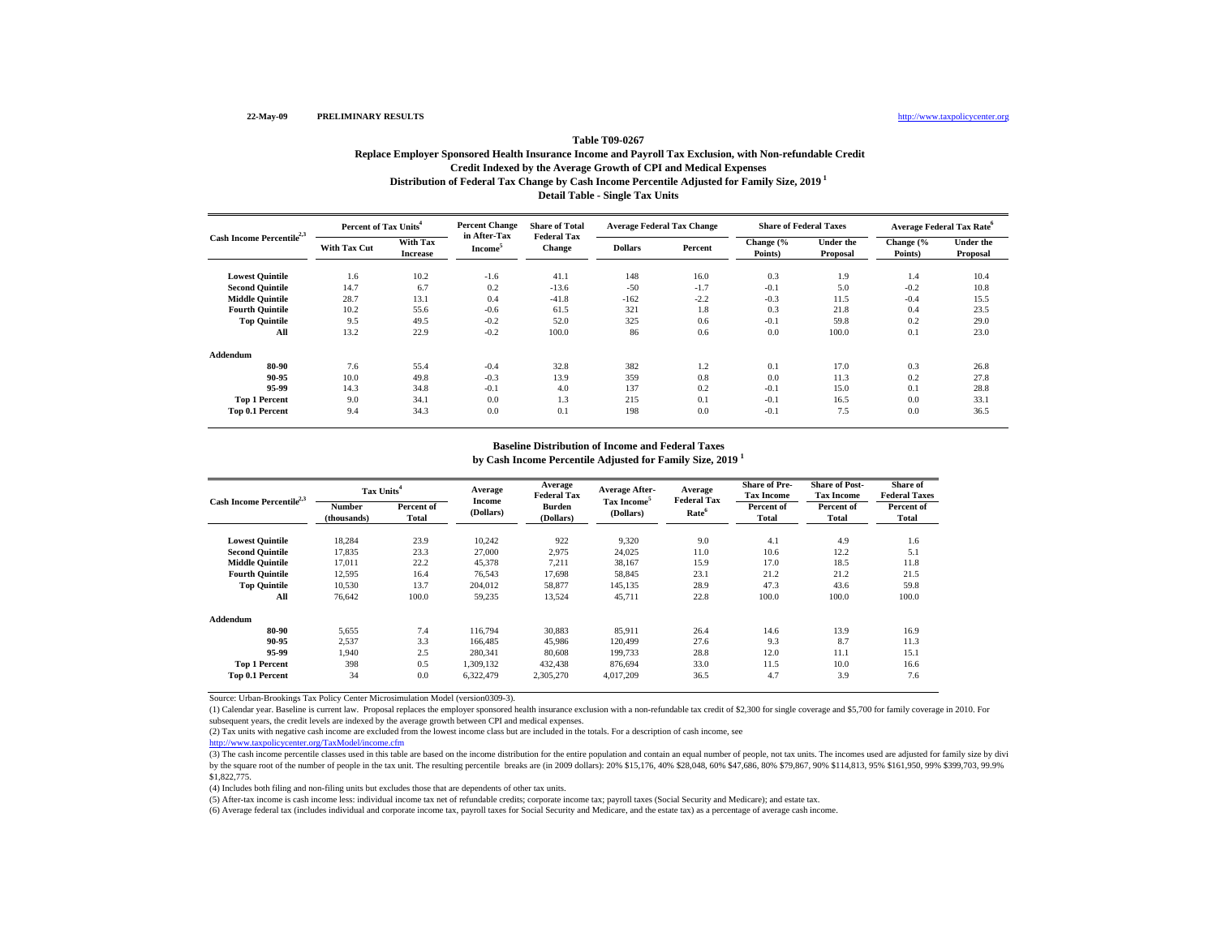22-May-09 **PRELIMINARY RESULTS** http://www.taxpolicycenter.org

### Table T09-0267

**Replace Employer Sponsored Health Insurance Income and Payroll Tax Exclusion, with Non-refundable Credit**
**Credit Indexed by the Average Growth of CPI and Medical Expenses**
**Distribution of Federal Tax Change by Cash Income Percentile Adjusted for Family Size, 2019 [1]**
**Detail Table - Single Tax Units**

| Cash Income Percentile[2,3] | Percent of Tax Units[4] | | Percent Change in After-Tax Income[5] | Share of Total Federal Tax Change | Average Federal Tax Change | | Share of Federal Taxes | | Average Federal Tax Rate[6] | |
|---|---|---|---|---|---|---|---|---|---|---|
| | With Tax Cut | With Tax Increase | | | Dollars | Percent | Change (% Points) | Under the Proposal | Change (% Points) | Under the Proposal |
| **Lowest Quintile** | 1.6 | 10.2 | -1.6 | 41.1 | 148 | 16.0 | 0.3 | 1.9 | 1.4 | 10.4 |
| **Second Quintile** | 14.7 | 6.7 | 0.2 | -13.6 | -50 | -1.7 | -0.1 | 5.0 | -0.2 | 10.8 |
| **Middle Quintile** | 28.7 | 13.1 | 0.4 | -41.8 | -162 | -2.2 | -0.3 | 11.5 | -0.4 | 15.5 |
| **Fourth Quintile** | 10.2 | 55.6 | -0.6 | 61.5 | 321 | 1.8 | 0.3 | 21.8 | 0.4 | 23.5 |
| **Top Quintile** | 9.5 | 49.5 | -0.2 | 52.0 | 325 | 0.6 | -0.1 | 59.8 | 0.2 | 29.0 |
| **All** | 13.2 | 22.9 | -0.2 | 100.0 | 86 | 0.6 | 0.0 | 100.0 | 0.1 | 23.0 |
| **Addendum** | | | | | | | | | | |
| **80-90** | 7.6 | 55.4 | -0.4 | 32.8 | 382 | 1.2 | 0.1 | 17.0 | 0.3 | 26.8 |
| **90-95** | 10.0 | 49.8 | -0.3 | 13.9 | 359 | 0.8 | 0.0 | 11.3 | 0.2 | 27.8 |
| **95-99** | 14.3 | 34.8 | -0.1 | 4.0 | 137 | 0.2 | -0.1 | 15.0 | 0.1 | 28.8 |
| **Top 1 Percent** | 9.0 | 34.1 | 0.0 | 1.3 | 215 | 0.1 | -0.1 | 16.5 | 0.0 | 33.1 |
| **Top 0.1 Percent** | 9.4 | 34.3 | 0.0 | 0.1 | 198 | 0.0 | -0.1 | 7.5 | 0.0 | 36.5 |

**Baseline Distribution of Income and Federal Taxes**
**by Cash Income Percentile Adjusted for Family Size, 2019 [1]**

| Cash Income Percentile[2,3] | Tax Units[4] | | Average Income (Dollars) | Average Federal Tax Burden (Dollars) | Average After-Tax Income[5] (Dollars) | Average Federal Tax Rate[6] | Share of Pre-Tax Income | Share of Post-Tax Income | Share of Federal Taxes |
|---|---|---|---|---|---|---|---|---|---|
| | Number (thousands) | Percent of Total | | | | | Percent of Total | Percent of Total | Percent of Total |
| **Lowest Quintile** | 18,284 | 23.9 | 10,242 | 922 | 9,320 | 9.0 | 4.1 | 4.9 | 1.6 |
| **Second Quintile** | 17,835 | 23.3 | 27,000 | 2,975 | 24,025 | 11.0 | 10.6 | 12.2 | 5.1 |
| **Middle Quintile** | 17,011 | 22.2 | 45,378 | 7,211 | 38,167 | 15.9 | 17.0 | 18.5 | 11.8 |
| **Fourth Quintile** | 12,595 | 16.4 | 76,543 | 17,698 | 58,845 | 23.1 | 21.2 | 21.2 | 21.5 |
| **Top Quintile** | 10,530 | 13.7 | 204,012 | 58,877 | 145,135 | 28.9 | 47.3 | 43.6 | 59.8 |
| **All** | 76,642 | 100.0 | 59,235 | 13,524 | 45,711 | 22.8 | 100.0 | 100.0 | 100.0 |
| **Addendum** | | | | | | | | | |
| **80-90** | 5,655 | 7.4 | 116,794 | 30,883 | 85,911 | 26.4 | 14.6 | 13.9 | 16.9 |
| **90-95** | 2,537 | 3.3 | 166,485 | 45,986 | 120,499 | 27.6 | 9.3 | 8.7 | 11.3 |
| **95-99** | 1,940 | 2.5 | 280,341 | 80,608 | 199,733 | 28.8 | 12.0 | 11.1 | 15.1 |
| **Top 1 Percent** | 398 | 0.5 | 1,309,132 | 432,438 | 876,694 | 33.0 | 11.5 | 10.0 | 16.6 |
| **Top 0.1 Percent** | 34 | 0.0 | 6,322,479 | 2,305,270 | 4,017,209 | 36.5 | 4.7 | 3.9 | 7.6 |

Source: Urban-Brookings Tax Policy Center Microsimulation Model (version0309-3).

(1) Calendar year. Baseline is current law. Proposal replaces the employer sponsored health insurance exclusion with a non-refundable tax credit of $2,300 for single coverage and $5,700 for family coverage in 2010. For subsequent years, the credit levels are indexed by the average growth between CPI and medical expenses.

(2) Tax units with negative cash income are excluded from the lowest income class but are included in the totals. For a description of cash income, see http://www.taxpolicycenter.org/TaxModel/income.cfm

(3) The cash income percentile classes used in this table are based on the income distribution for the entire population and contain an equal number of people, not tax units. The incomes used are adjusted for family size by dividing by the square root of the number of people in the tax unit. The resulting percentile breaks are (in 2009 dollars): 20% $15,176, 40% $28,048, 60% $47,686, 80% $79,867, 90% $114,813, 95% $161,950, 99% $399,703, 99.9% $1,822,775.

(4) Includes both filing and non-filing units but excludes those that are dependents of other tax units.

(5) After-tax income is cash income less: individual income tax net of refundable credits; corporate income tax; payroll taxes (Social Security and Medicare); and estate tax.

(6) Average federal tax (includes individual and corporate income tax, payroll taxes for Social Security and Medicare, and the estate tax) as a percentage of average cash income.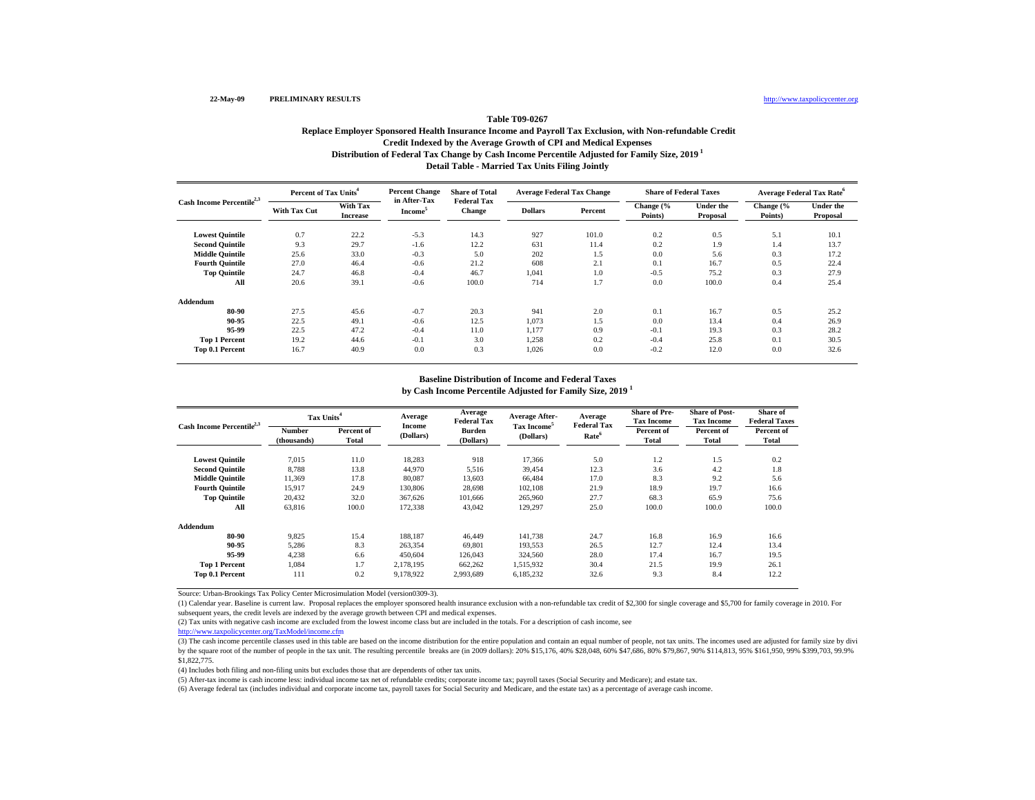22-May-09 **PRELIMINARY RESULTS** http://www.taxpolicycenter.org

## Table T09-0267

**Replace Employer Sponsored Health Insurance Income and Payroll Tax Exclusion, with Non-refundable Credit**
**Credit Indexed by the Average Growth of CPI and Medical Expenses**
**Distribution of Federal Tax Change by Cash Income Percentile Adjusted for Family Size, 2019 [1]**
**Detail Table - Married Tax Units Filing Jointly**

| Cash Income Percentile[2,3] | Percent of Tax Units[4] | | Percent Change in After-Tax Income[5] | Share of Total Federal Tax Change | Average Federal Tax Change | | Share of Federal Taxes | | Average Federal Tax Rate[6] | |
|---|---|---|---|---|---|---|---|---|---|---|
| | With Tax Cut | With Tax Increase | | | Dollars | Percent | Change (% Points) | Under the Proposal | Change (% Points) | Under the Proposal |
| Lowest Quintile | 0.7 | 22.2 | -5.3 | 14.3 | 927 | 101.0 | 0.2 | 0.5 | 5.1 | 10.1 |
| Second Quintile | 9.3 | 29.7 | -1.6 | 12.2 | 631 | 11.4 | 0.2 | 1.9 | 1.4 | 13.7 |
| Middle Quintile | 25.6 | 33.0 | -0.3 | 5.0 | 202 | 1.5 | 0.0 | 5.6 | 0.3 | 17.2 |
| Fourth Quintile | 27.0 | 46.4 | -0.6 | 21.2 | 608 | 2.1 | 0.1 | 16.7 | 0.5 | 22.4 |
| Top Quintile | 24.7 | 46.8 | -0.4 | 46.7 | 1,041 | 1.0 | -0.5 | 75.2 | 0.3 | 27.9 |
| All | 20.6 | 39.1 | -0.6 | 100.0 | 714 | 1.7 | 0.0 | 100.0 | 0.4 | 25.4 |
| **Addendum** | | | | | | | | | | |
| 80-90 | 27.5 | 45.6 | -0.7 | 20.3 | 941 | 2.0 | 0.1 | 16.7 | 0.5 | 25.2 |
| 90-95 | 22.5 | 49.1 | -0.6 | 12.5 | 1,073 | 1.5 | 0.0 | 13.4 | 0.4 | 26.9 |
| 95-99 | 22.5 | 47.2 | -0.4 | 11.0 | 1,177 | 0.9 | -0.1 | 19.3 | 0.3 | 28.2 |
| Top 1 Percent | 19.2 | 44.6 | -0.1 | 3.0 | 1,258 | 0.2 | -0.4 | 25.8 | 0.1 | 30.5 |
| Top 0.1 Percent | 16.7 | 40.9 | 0.0 | 0.3 | 1,026 | 0.0 | -0.2 | 12.0 | 0.0 | 32.6 |

**Baseline Distribution of Income and Federal Taxes**
**by Cash Income Percentile Adjusted for Family Size, 2019 [1]**

| Cash Income Percentile[2,3] | Tax Units[4] | | Average Income (Dollars) | Average Federal Tax Burden (Dollars) | Average After-Tax Income[5] (Dollars) | Average Federal Tax Rate[6] | Share of Pre-Tax Income | Share of Post-Tax Income | Share of Federal Taxes |
|---|---|---|---|---|---|---|---|---|---|
| | Number (thousands) | Percent of Total | | | | | Percent of Total | Percent of Total | Percent of Total |
| Lowest Quintile | 7,015 | 11.0 | 18,283 | 918 | 17,366 | 5.0 | 1.2 | 1.5 | 0.2 |
| Second Quintile | 8,788 | 13.8 | 44,970 | 5,516 | 39,454 | 12.3 | 3.6 | 4.2 | 1.8 |
| Middle Quintile | 11,369 | 17.8 | 80,087 | 13,603 | 66,484 | 17.0 | 8.3 | 9.2 | 5.6 |
| Fourth Quintile | 15,917 | 24.9 | 130,806 | 28,698 | 102,108 | 21.9 | 18.9 | 19.7 | 16.6 |
| Top Quintile | 20,432 | 32.0 | 367,626 | 101,666 | 265,960 | 27.7 | 68.3 | 65.9 | 75.6 |
| All | 63,816 | 100.0 | 172,338 | 43,042 | 129,297 | 25.0 | 100.0 | 100.0 | 100.0 |
| **Addendum** | | | | | | | | | |
| 80-90 | 9,825 | 15.4 | 188,187 | 46,449 | 141,738 | 24.7 | 16.8 | 16.9 | 16.6 |
| 90-95 | 5,286 | 8.3 | 263,354 | 69,801 | 193,553 | 26.5 | 12.7 | 12.4 | 13.4 |
| 95-99 | 4,238 | 6.6 | 450,604 | 126,043 | 324,560 | 28.0 | 17.4 | 16.7 | 19.5 |
| Top 1 Percent | 1,084 | 1.7 | 2,178,195 | 662,262 | 1,515,932 | 30.4 | 21.5 | 19.9 | 26.1 |
| Top 0.1 Percent | 111 | 0.2 | 9,178,922 | 2,993,689 | 6,185,232 | 32.6 | 9.3 | 8.4 | 12.2 |

Source: Urban-Brookings Tax Policy Center Microsimulation Model (version0309-3).

(1) Calendar year. Baseline is current law. Proposal replaces the employer sponsored health insurance exclusion with a non-refundable tax credit of $2,300 for single coverage and $5,700 for family coverage in 2010. For subsequent years, the credit levels are indexed by the average growth between CPI and medical expenses.

(2) Tax units with negative cash income are excluded from the lowest income class but are included in the totals. For a description of cash income, see http://www.taxpolicycenter.org/TaxModel/income.cfm

(3) The cash income percentile classes used in this table are based on the income distribution for the entire population and contain an equal number of people, not tax units. The incomes used are adjusted for family size by dividing by the square root of the number of people in the tax unit. The resulting percentile breaks are (in 2009 dollars): 20% $15,176, 40% $28,048, 60% $47,686, 80% $79,867, 90% $114,813, 95% $161,950, 99% $399,703, 99.9% $1,822,775.

(4) Includes both filing and non-filing units but excludes those that are dependents of other tax units.

(5) After-tax income is cash income less: individual income tax net of refundable credits; corporate income tax; payroll taxes (Social Security and Medicare); and estate tax.

(6) Average federal tax (includes individual and corporate income tax, payroll taxes for Social Security and Medicare, and the estate tax) as a percentage of average cash income.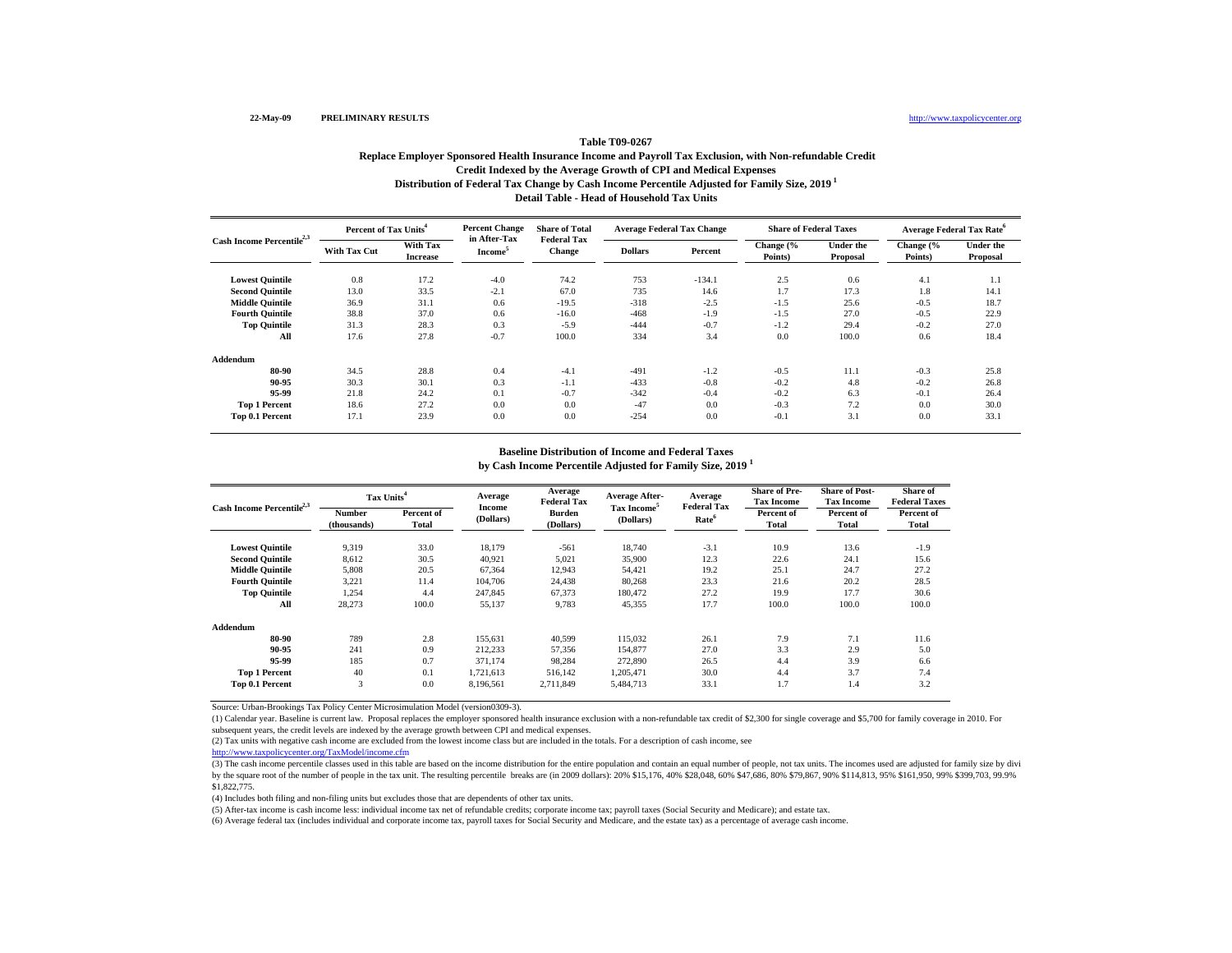22-May-09 **PRELIMINARY RESULTS** http://www.taxpolicycenter.org

**Table T09-0267**

**Replace Employer Sponsored Health Insurance Income and Payroll Tax Exclusion, with Non-refundable Credit**

**Credit Indexed by the Average Growth of CPI and Medical Expenses**

**Distribution of Federal Tax Change by Cash Income Percentile Adjusted for Family Size, 2019 [1]**

**Detail Table - Head of Household Tax Units**

| Cash Income Percentile[2,3] | Percent of Tax Units[4] | | Percent Change in After-Tax Income[5] | Share of Total Federal Tax Change | Average Federal Tax Change | | Share of Federal Taxes | | Average Federal Tax Rate[6] | |
|---|---|---|---|---|---|---|---|---|---|---|
| | With Tax Cut | With Tax Increase | | | Dollars | Percent | Change (% Points) | Under the Proposal | Change (% Points) | Under the Proposal |
| Lowest Quintile | 0.8 | 17.2 | -4.0 | 74.2 | 753 | -134.1 | 2.5 | 0.6 | 4.1 | 1.1 |
| Second Quintile | 13.0 | 33.5 | -2.1 | 67.0 | 735 | 14.6 | 1.7 | 17.3 | 1.8 | 14.1 |
| Middle Quintile | 36.9 | 31.1 | 0.6 | -19.5 | -318 | -2.5 | -1.5 | 25.6 | -0.5 | 18.7 |
| Fourth Quintile | 38.8 | 37.0 | 0.6 | -16.0 | -468 | -1.9 | -1.5 | 27.0 | -0.5 | 22.9 |
| Top Quintile | 31.3 | 28.3 | 0.3 | -5.9 | -444 | -0.7 | -1.2 | 29.4 | -0.2 | 27.0 |
| All | 17.6 | 27.8 | -0.7 | 100.0 | 334 | 3.4 | 0.0 | 100.0 | 0.6 | 18.4 |
| **Addendum** | | | | | | | | | | |
| 80-90 | 34.5 | 28.8 | 0.4 | -4.1 | -491 | -1.2 | -0.5 | 11.1 | -0.3 | 25.8 |
| 90-95 | 30.3 | 30.1 | 0.3 | -1.1 | -433 | -0.8 | -0.2 | 4.8 | -0.2 | 26.8 |
| 95-99 | 21.8 | 24.2 | 0.1 | -0.7 | -342 | -0.4 | -0.2 | 6.3 | -0.1 | 26.4 |
| Top 1 Percent | 18.6 | 27.2 | 0.0 | 0.0 | -47 | 0.0 | -0.3 | 7.2 | 0.0 | 30.0 |
| Top 0.1 Percent | 17.1 | 23.9 | 0.0 | 0.0 | -254 | 0.0 | -0.1 | 3.1 | 0.0 | 33.1 |

**Baseline Distribution of Income and Federal Taxes**

**by Cash Income Percentile Adjusted for Family Size, 2019 [1]**

| Cash Income Percentile[2,3] | Tax Units[4] | | Average Income (Dollars) | Average Federal Tax Burden (Dollars) | Average After-Tax Income[5] (Dollars) | Average Federal Tax Rate[6] | Share of Pre-Tax Income | Share of Post-Tax Income | Share of Federal Taxes |
|---|---|---|---|---|---|---|---|---|---|
| | Number (thousands) | Percent of Total | | | | | Percent of Total | Percent of Total | Percent of Total |
| Lowest Quintile | 9,319 | 33.0 | 18,179 | -561 | 18,740 | -3.1 | 10.9 | 13.6 | -1.9 |
| Second Quintile | 8,612 | 30.5 | 40,921 | 5,021 | 35,900 | 12.3 | 22.6 | 24.1 | 15.6 |
| Middle Quintile | 5,808 | 20.5 | 67,364 | 12,943 | 54,421 | 19.2 | 25.1 | 24.7 | 27.2 |
| Fourth Quintile | 3,221 | 11.4 | 104,706 | 24,438 | 80,268 | 23.3 | 21.6 | 20.2 | 28.5 |
| Top Quintile | 1,254 | 4.4 | 247,845 | 67,373 | 180,472 | 27.2 | 19.9 | 17.7 | 30.6 |
| All | 28,273 | 100.0 | 55,137 | 9,783 | 45,355 | 17.7 | 100.0 | 100.0 | 100.0 |
| **Addendum** | | | | | | | | | |
| 80-90 | 789 | 2.8 | 155,631 | 40,599 | 115,032 | 26.1 | 7.9 | 7.1 | 11.6 |
| 90-95 | 241 | 0.9 | 212,233 | 57,356 | 154,877 | 27.0 | 3.3 | 2.9 | 5.0 |
| 95-99 | 185 | 0.7 | 371,174 | 98,284 | 272,890 | 26.5 | 4.4 | 3.9 | 6.6 |
| Top 1 Percent | 40 | 0.1 | 1,721,613 | 516,142 | 1,205,471 | 30.0 | 4.4 | 3.7 | 7.4 |
| Top 0.1 Percent | 3 | 0.0 | 8,196,561 | 2,711,849 | 5,484,713 | 33.1 | 1.7 | 1.4 | 3.2 |

Source: Urban-Brookings Tax Policy Center Microsimulation Model (version0309-3).

(1) Calendar year. Baseline is current law. Proposal replaces the employer sponsored health insurance exclusion with a non-refundable tax credit of $2,300 for single coverage and $5,700 for family coverage in 2010. For subsequent years, the credit levels are indexed by the average growth between CPI and medical expenses.

(2) Tax units with negative cash income are excluded from the lowest income class but are included in the totals. For a description of cash income, see http://www.taxpolicycenter.org/TaxModel/income.cfm

(3) The cash income percentile classes used in this table are based on the income distribution for the entire population and contain an equal number of people, not tax units. The incomes used are adjusted for family size by dividing by the square root of the number of people in the tax unit. The resulting percentile breaks are (in 2009 dollars): 20% $15,176, 40% $28,048, 60% $47,686, 80% $79,867, 90% $114,813, 95% $161,950, 99% $399,703, 99.9% $1,822,775.

(4) Includes both filing and non-filing units but excludes those that are dependents of other tax units.

(5) After-tax income is cash income less: individual income tax net of refundable credits; corporate income tax; payroll taxes (Social Security and Medicare); and estate tax.

(6) Average federal tax (includes individual and corporate income tax, payroll taxes for Social Security and Medicare, and the estate tax) as a percentage of average cash income.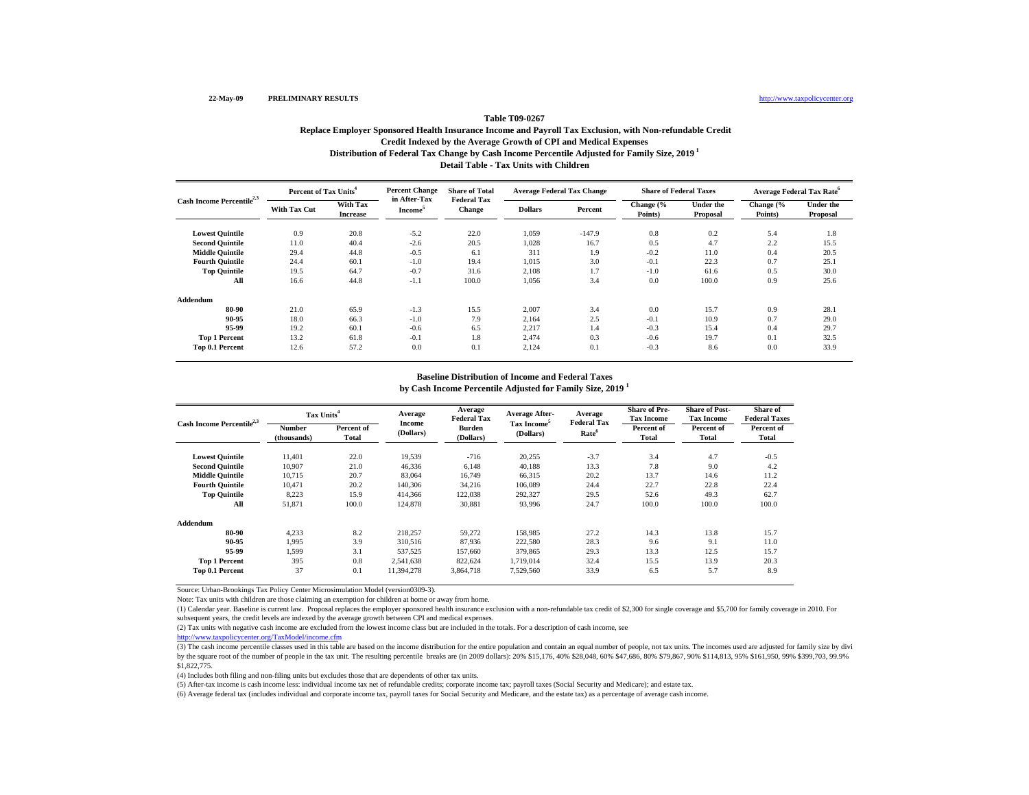22-May-09 **PRELIMINARY RESULTS** http://www.taxpolicycenter.org

## Table T09-0267

### Replace Employer Sponsored Health Insurance Income and Payroll Tax Exclusion, with Non-refundable Credit
### Credit Indexed by the Average Growth of CPI and Medical Expenses
### Distribution of Federal Tax Change by Cash Income Percentile Adjusted for Family Size, 2019 [1]
### Detail Table - Tax Units with Children

| Cash Income Percentile[2,3] | Percent of Tax Units[4] | | Percent Change in After-Tax Income[5] | Share of Total Federal Tax Change | Average Federal Tax Change | | Share of Federal Taxes | | Average Federal Tax Rate[6] | |
|---|---|---|---|---|---|---|---|---|---|---|
| | With Tax Cut | With Tax Increase | | | Dollars | Percent | Change (% Points) | Under the Proposal | Change (% Points) | Under the Proposal |
| **Lowest Quintile** | 0.9 | 20.8 | -5.2 | 22.0 | 1,059 | -147.9 | 0.8 | 0.2 | 5.4 | 1.8 |
| **Second Quintile** | 11.0 | 40.4 | -2.6 | 20.5 | 1,028 | 16.7 | 0.5 | 4.7 | 2.2 | 15.5 |
| **Middle Quintile** | 29.4 | 44.8 | -0.5 | 6.1 | 311 | 1.9 | -0.2 | 11.0 | 0.4 | 20.5 |
| **Fourth Quintile** | 24.4 | 60.1 | -1.0 | 19.4 | 1,015 | 3.0 | -0.1 | 22.3 | 0.7 | 25.1 |
| **Top Quintile** | 19.5 | 64.7 | -0.7 | 31.6 | 2,108 | 1.7 | -1.0 | 61.6 | 0.5 | 30.0 |
| **All** | 16.6 | 44.8 | -1.1 | 100.0 | 1,056 | 3.4 | 0.0 | 100.0 | 0.9 | 25.6 |
| **Addendum** | | | | | | | | | | |
| **80-90** | 21.0 | 65.9 | -1.3 | 15.5 | 2,007 | 3.4 | 0.0 | 15.7 | 0.9 | 28.1 |
| **90-95** | 18.0 | 66.3 | -1.0 | 7.9 | 2,164 | 2.5 | -0.1 | 10.9 | 0.7 | 29.0 |
| **95-99** | 19.2 | 60.1 | -0.6 | 6.5 | 2,217 | 1.4 | -0.3 | 15.4 | 0.4 | 29.7 |
| **Top 1 Percent** | 13.2 | 61.8 | -0.1 | 1.8 | 2,474 | 0.3 | -0.6 | 19.7 | 0.1 | 32.5 |
| **Top 0.1 Percent** | 12.6 | 57.2 | 0.0 | 0.1 | 2,124 | 0.1 | -0.3 | 8.6 | 0.0 | 33.9 |

### Baseline Distribution of Income and Federal Taxes
### by Cash Income Percentile Adjusted for Family Size, 2019 [1]

| Cash Income Percentile[2,3] | Tax Units[4] | | Average Income (Dollars) | Average Federal Tax Burden (Dollars) | Average After-Tax Income[5] (Dollars) | Average Federal Tax Rate[6] | Share of Pre-Tax Income | Share of Post-Tax Income | Share of Federal Taxes |
|---|---|---|---|---|---|---|---|---|---|
| | Number (thousands) | Percent of Total | | | | | Percent of Total | Percent of Total | Percent of Total |
| **Lowest Quintile** | 11,401 | 22.0 | 19,539 | -716 | 20,255 | -3.7 | 3.4 | 4.7 | -0.5 |
| **Second Quintile** | 10,907 | 21.0 | 46,336 | 6,148 | 40,188 | 13.3 | 7.8 | 9.0 | 4.2 |
| **Middle Quintile** | 10,715 | 20.7 | 83,064 | 16,749 | 66,315 | 20.2 | 13.7 | 14.6 | 11.2 |
| **Fourth Quintile** | 10,471 | 20.2 | 140,306 | 34,216 | 106,089 | 24.4 | 22.7 | 22.8 | 22.4 |
| **Top Quintile** | 8,223 | 15.9 | 414,366 | 122,038 | 292,327 | 29.5 | 52.6 | 49.3 | 62.7 |
| **All** | 51,871 | 100.0 | 124,878 | 30,881 | 93,996 | 24.7 | 100.0 | 100.0 | 100.0 |
| **Addendum** | | | | | | | | | |
| **80-90** | 4,233 | 8.2 | 218,257 | 59,272 | 158,985 | 27.2 | 14.3 | 13.8 | 15.7 |
| **90-95** | 1,995 | 3.9 | 310,516 | 87,936 | 222,580 | 28.3 | 9.6 | 9.1 | 11.0 |
| **95-99** | 1,599 | 3.1 | 537,525 | 157,660 | 379,865 | 29.3 | 13.3 | 12.5 | 15.7 |
| **Top 1 Percent** | 395 | 0.8 | 2,541,638 | 822,624 | 1,719,014 | 32.4 | 15.5 | 13.9 | 20.3 |
| **Top 0.1 Percent** | 37 | 0.1 | 11,394,278 | 3,864,718 | 7,529,560 | 33.9 | 6.5 | 5.7 | 8.9 |

Source: Urban-Brookings Tax Policy Center Microsimulation Model (version0309-3).

Note: Tax units with children are those claiming an exemption for children at home or away from home.

(1) Calendar year. Baseline is current law. Proposal replaces the employer sponsored health insurance exclusion with a non-refundable tax credit of $2,300 for single coverage and $5,700 for family coverage in 2010. For subsequent years, the credit levels are indexed by the average growth between CPI and medical expenses.

(2) Tax units with negative cash income are excluded from the lowest income class but are included in the totals. For a description of cash income, see http://www.taxpolicycenter.org/TaxModel/income.cfm

(3) The cash income percentile classes used in this table are based on the income distribution for the entire population and contain an equal number of people, not tax units. The incomes used are adjusted for family size by divi by the square root of the number of people in the tax unit. The resulting percentile breaks are (in 2009 dollars): 20% $15,176, 40% $28,048, 60% $47,686, 80% $79,867, 90% $114,813, 95% $161,950, 99% $399,703, 99.9% $1,822,775.

(4) Includes both filing and non-filing units but excludes those that are dependents of other tax units.

(5) After-tax income is cash income less: individual income tax net of refundable credits; corporate income tax; payroll taxes (Social Security and Medicare); and estate tax.

(6) Average federal tax (includes individual and corporate income tax, payroll taxes for Social Security and Medicare, and the estate tax) as a percentage of average cash income.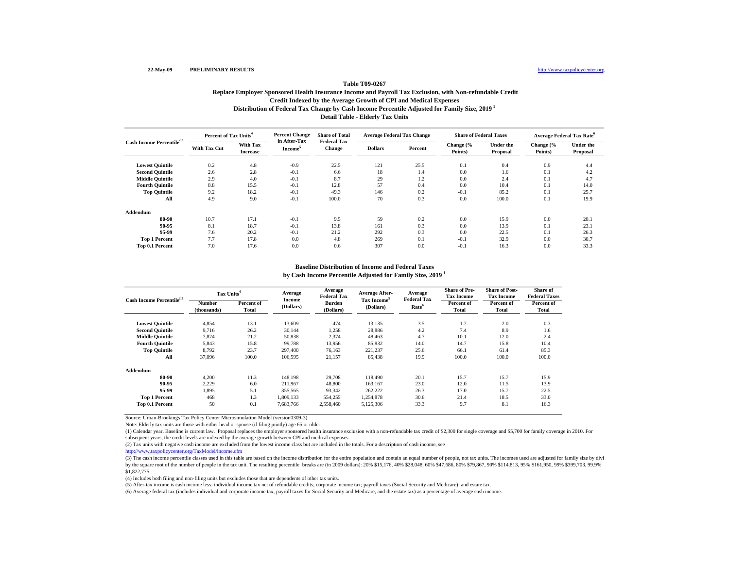22-May-09 **PRELIMINARY RESULTS** http://www.taxpolicycenter.org

**Table T09-0267**

**Replace Employer Sponsored Health Insurance Income and Payroll Tax Exclusion, with Non-refundable Credit**
**Credit Indexed by the Average Growth of CPI and Medical Expenses**
**Distribution of Federal Tax Change by Cash Income Percentile Adjusted for Family Size, 2019 [1]**
**Detail Table - Elderly Tax Units**

| Cash Income Percentile[2,3] | Percent of Tax Units[4] | | Percent Change in After-Tax Income[5] | Share of Total Federal Tax Change | Average Federal Tax Change | | Share of Federal Taxes | | Average Federal Tax Rate[6] | |
|---|---|---|---|---|---|---|---|---|---|---|
| | With Tax Cut | With Tax Increase | | | Dollars | Percent | Change (% Points) | Under the Proposal | Change (% Points) | Under the Proposal |
| Lowest Quintile | 0.2 | 4.8 | -0.9 | 22.5 | 121 | 25.5 | 0.1 | 0.4 | 0.9 | 4.4 |
| Second Quintile | 2.6 | 2.8 | -0.1 | 6.6 | 18 | 1.4 | 0.0 | 1.6 | 0.1 | 4.2 |
| Middle Quintile | 2.9 | 4.0 | -0.1 | 8.7 | 29 | 1.2 | 0.0 | 2.4 | 0.1 | 4.7 |
| Fourth Quintile | 8.8 | 15.5 | -0.1 | 12.8 | 57 | 0.4 | 0.0 | 10.4 | 0.1 | 14.0 |
| Top Quintile | 9.2 | 18.2 | -0.1 | 49.3 | 146 | 0.2 | -0.1 | 85.2 | 0.1 | 25.7 |
| All | 4.9 | 9.0 | -0.1 | 100.0 | 70 | 0.3 | 0.0 | 100.0 | 0.1 | 19.9 |
| **Addendum** | | | | | | | | | | |
| 80-90 | 10.7 | 17.1 | -0.1 | 9.5 | 59 | 0.2 | 0.0 | 15.9 | 0.0 | 20.1 |
| 90-95 | 8.1 | 18.7 | -0.1 | 13.8 | 161 | 0.3 | 0.0 | 13.9 | 0.1 | 23.1 |
| 95-99 | 7.6 | 20.2 | -0.1 | 21.2 | 292 | 0.3 | 0.0 | 22.5 | 0.1 | 26.3 |
| Top 1 Percent | 7.7 | 17.8 | 0.0 | 4.8 | 269 | 0.1 | -0.1 | 32.9 | 0.0 | 30.7 |
| Top 0.1 Percent | 7.0 | 17.6 | 0.0 | 0.6 | 307 | 0.0 | -0.1 | 16.3 | 0.0 | 33.3 |

**Baseline Distribution of Income and Federal Taxes**
**by Cash Income Percentile Adjusted for Family Size, 2019 [1]**

| Cash Income Percentile[2,3] | Tax Units[4] | | Average Income (Dollars) | Average Federal Tax Burden (Dollars) | Average After-Tax Income[5] (Dollars) | Average Federal Tax Rate[6] | Share of Pre-Tax Income | Share of Post-Tax Income | Share of Federal Taxes |
|---|---|---|---|---|---|---|---|---|---|
| | Number (thousands) | Percent of Total | | | | | Percent of Total | Percent of Total | Percent of Total |
| Lowest Quintile | 4,854 | 13.1 | 13,609 | 474 | 13,135 | 3.5 | 1.7 | 2.0 | 0.3 |
| Second Quintile | 9,716 | 26.2 | 30,144 | 1,258 | 28,886 | 4.2 | 7.4 | 8.9 | 1.6 |
| Middle Quintile | 7,874 | 21.2 | 50,838 | 2,374 | 48,463 | 4.7 | 10.1 | 12.0 | 2.4 |
| Fourth Quintile | 5,843 | 15.8 | 99,788 | 13,956 | 85,832 | 14.0 | 14.7 | 15.8 | 10.4 |
| Top Quintile | 8,792 | 23.7 | 297,400 | 76,163 | 221,237 | 25.6 | 66.1 | 61.4 | 85.3 |
| All | 37,096 | 100.0 | 106,595 | 21,157 | 85,438 | 19.9 | 100.0 | 100.0 | 100.0 |
| **Addendum** | | | | | | | | | |
| 80-90 | 4,200 | 11.3 | 148,198 | 29,708 | 118,490 | 20.1 | 15.7 | 15.7 | 15.9 |
| 90-95 | 2,229 | 6.0 | 211,967 | 48,800 | 163,167 | 23.0 | 12.0 | 11.5 | 13.9 |
| 95-99 | 1,895 | 5.1 | 355,565 | 93,342 | 262,222 | 26.3 | 17.0 | 15.7 | 22.5 |
| Top 1 Percent | 468 | 1.3 | 1,809,133 | 554,255 | 1,254,878 | 30.6 | 21.4 | 18.5 | 33.0 |
| Top 0.1 Percent | 50 | 0.1 | 7,683,766 | 2,558,460 | 5,125,306 | 33.3 | 9.7 | 8.1 | 16.3 |

Source: Urban-Brookings Tax Policy Center Microsimulation Model (version0309-3).

Note: Elderly tax units are those with either head or spouse (if filing jointly) age 65 or older.

(1) Calendar year. Baseline is current law. Proposal replaces the employer sponsored health insurance exclusion with a non-refundable tax credit of $2,300 for single coverage and $5,700 for family coverage in 2010. For subsequent years, the credit levels are indexed by the average growth between CPI and medical expenses.

(2) Tax units with negative cash income are excluded from the lowest income class but are included in the totals. For a description of cash income, see
http://www.taxpolicycenter.org/TaxModel/income.cfm

(3) The cash income percentile classes used in this table are based on the income distribution for the entire population and contain an equal number of people, not tax units. The incomes used are adjusted for family size by divi by the square root of the number of people in the tax unit. The resulting percentile breaks are (in 2009 dollars): 20% $15,176, 40% $28,048, 60% $47,686, 80% $79,867, 90% $114,813, 95% $161,950, 99% $399,703, 99.9% $1,822,775.

(4) Includes both filing and non-filing units but excludes those that are dependents of other tax units.

(5) After-tax income is cash income less: individual income tax net of refundable credits; corporate income tax; payroll taxes (Social Security and Medicare); and estate tax.

(6) Average federal tax (includes individual and corporate income tax, payroll taxes for Social Security and Medicare, and the estate tax) as a percentage of average cash income.